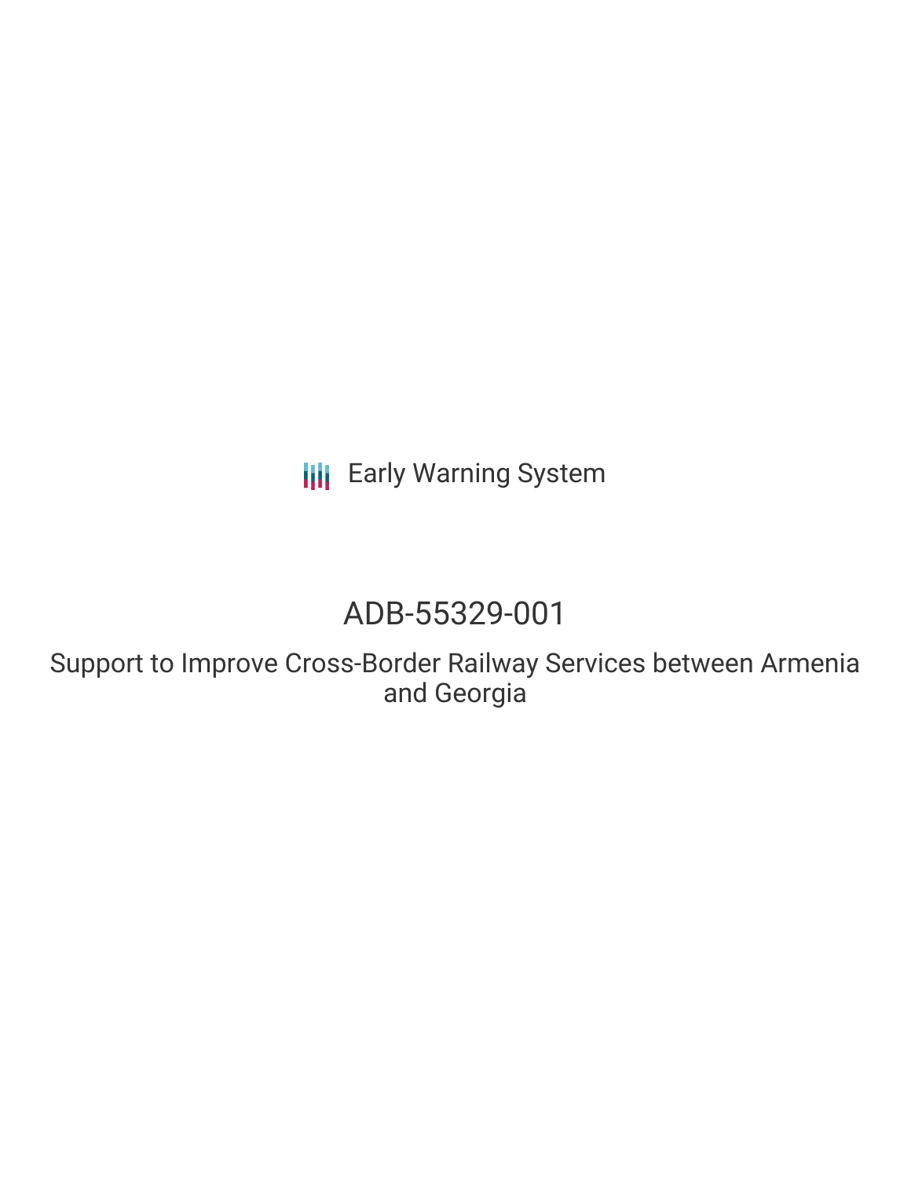Early Warning System

# ADB-55329-001

## Support to Improve Cross-Border Railway Services between Armenia and Georgia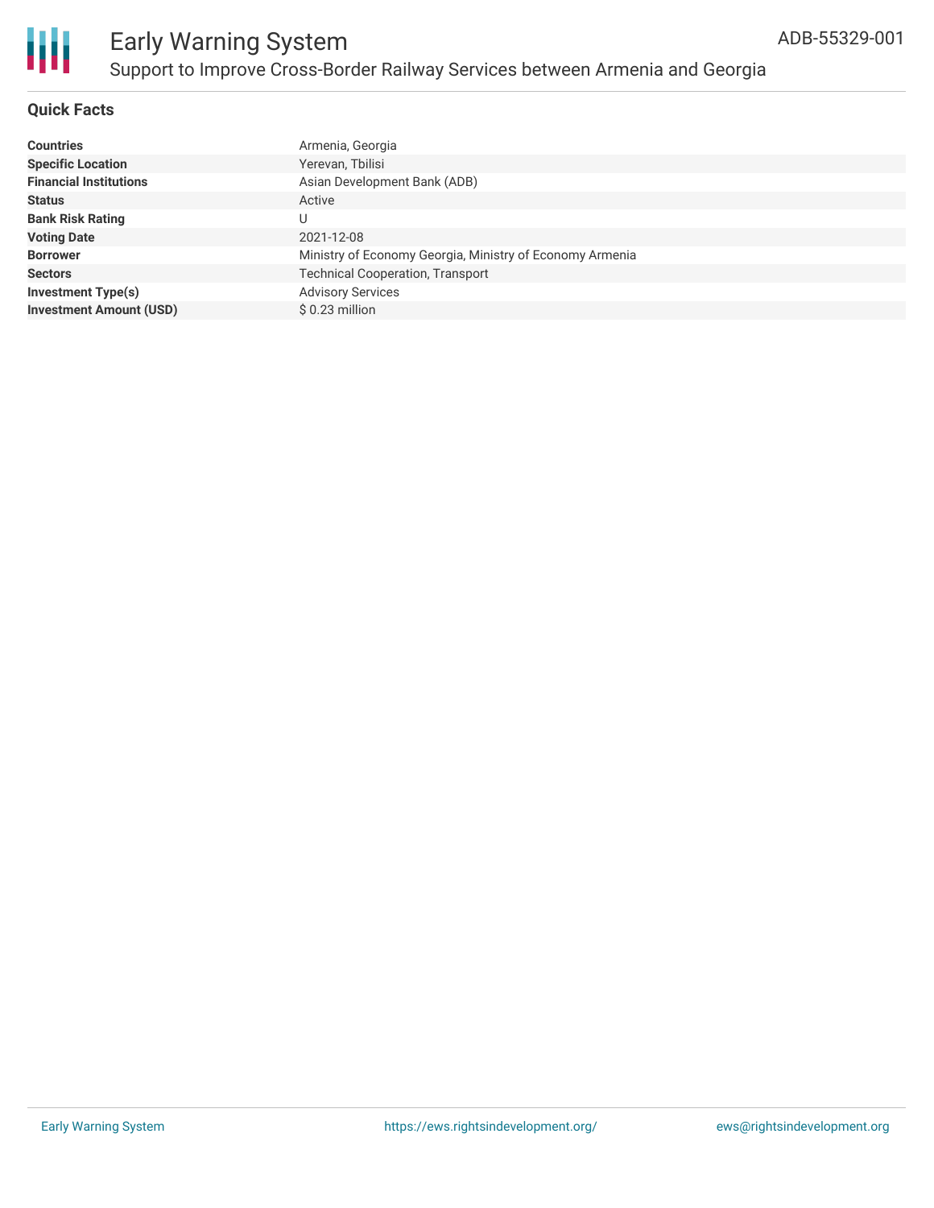# Early Warning System

## Support to Improve Cross-Border Railway Services between Armenia and Georgia

ADB-55329-001

### Quick Facts

| | |
|---|---|
| **Countries** | Armenia, Georgia |
| **Specific Location** | Yerevan, Tbilisi |
| **Financial Institutions** | Asian Development Bank (ADB) |
| **Status** | Active |
| **Bank Risk Rating** | U |
| **Voting Date** | 2021-12-08 |
| **Borrower** | Ministry of Economy Georgia, Ministry of Economy Armenia |
| **Sectors** | Technical Cooperation, Transport |
| **Investment Type(s)** | Advisory Services |
| **Investment Amount (USD)** | $ 0.23 million |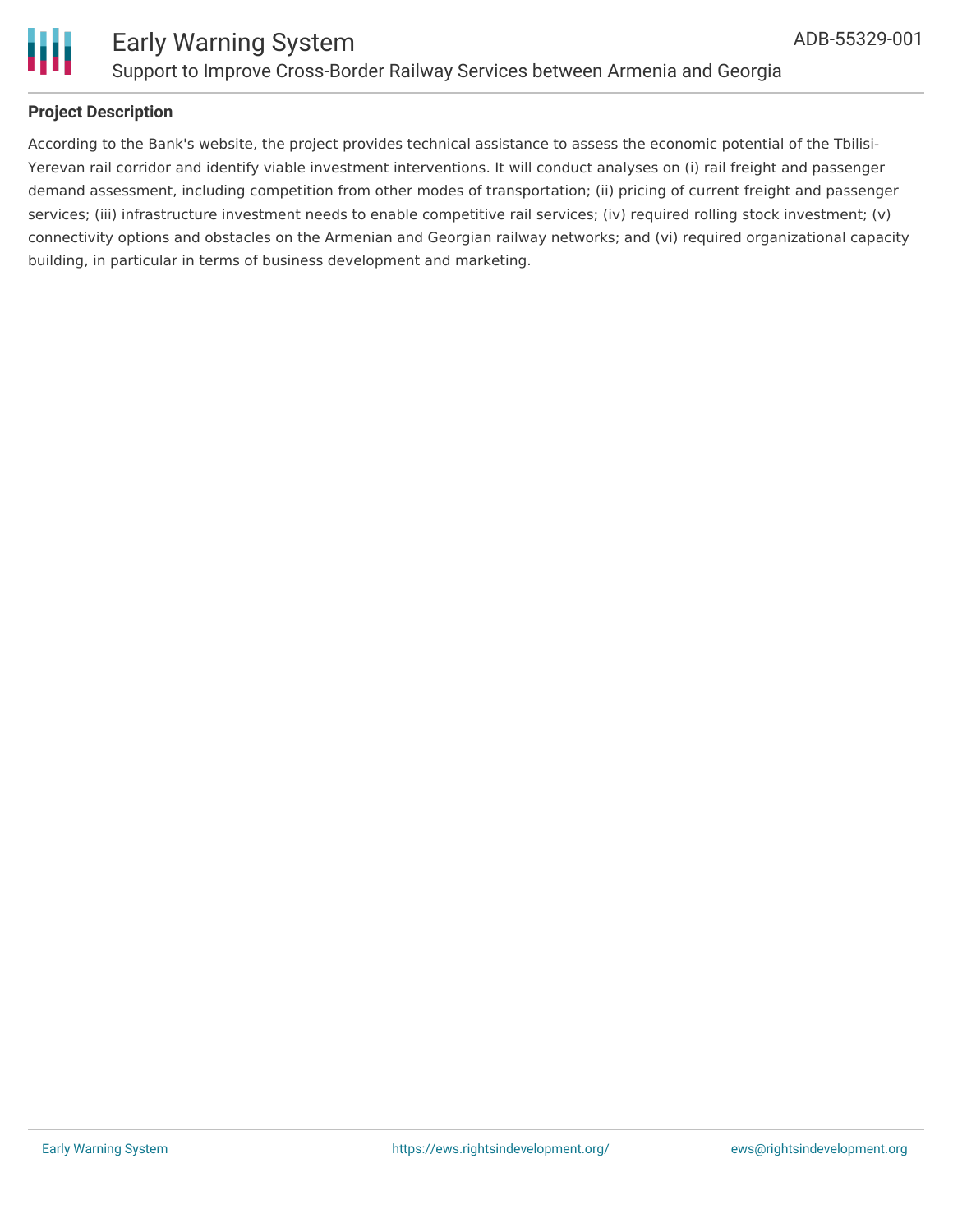## Project Description

According to the Bank's website, the project provides technical assistance to assess the economic potential of the Tbilisi-Yerevan rail corridor and identify viable investment interventions. It will conduct analyses on (i) rail freight and passenger demand assessment, including competition from other modes of transportation; (ii) pricing of current freight and passenger services; (iii) infrastructure investment needs to enable competitive rail services; (iv) required rolling stock investment; (v) connectivity options and obstacles on the Armenian and Georgian railway networks; and (vi) required organizational capacity building, in particular in terms of business development and marketing.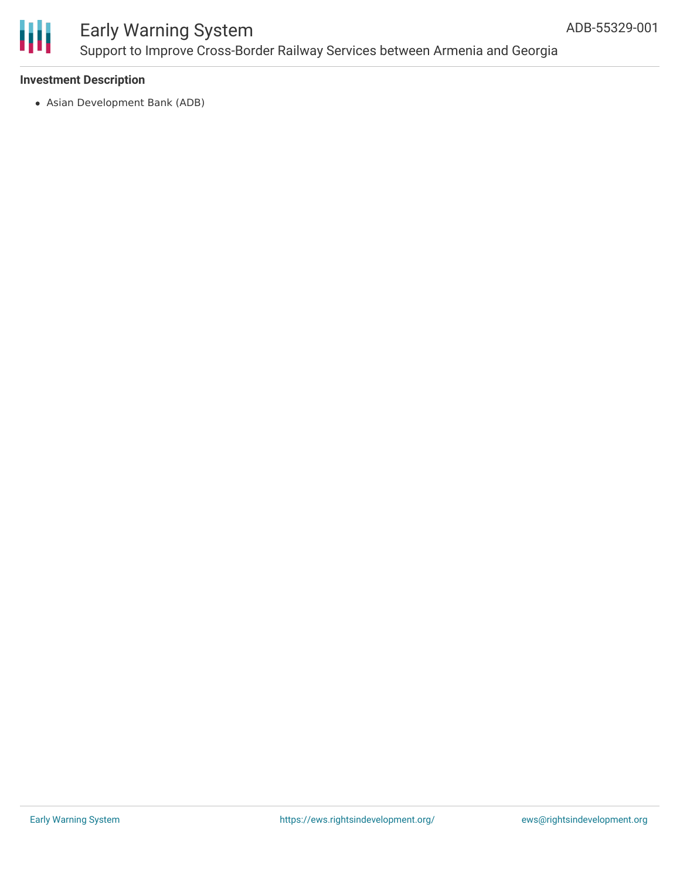**Investment Description**

- Asian Development Bank (ADB)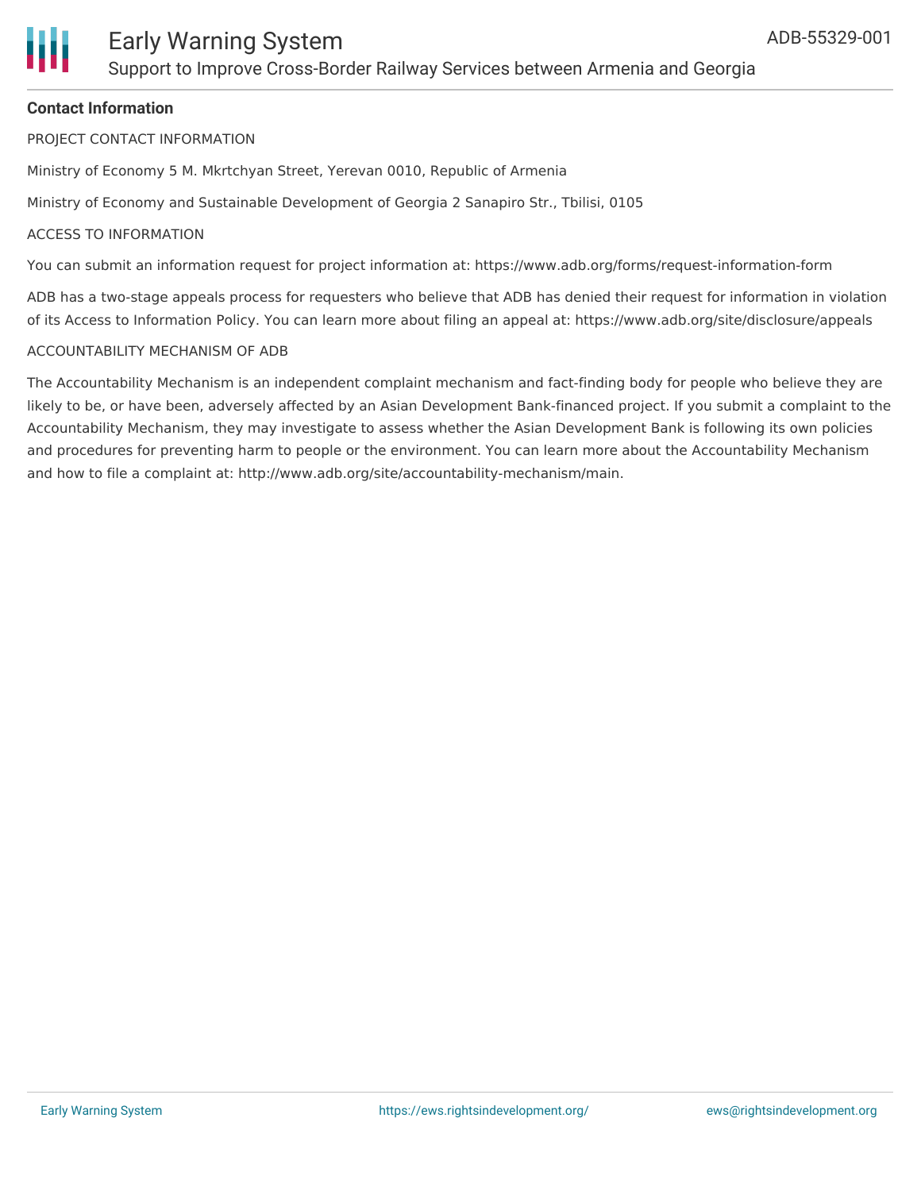## Contact Information

PROJECT CONTACT INFORMATION

Ministry of Economy 5 M. Mkrtchyan Street, Yerevan 0010, Republic of Armenia

Ministry of Economy and Sustainable Development of Georgia 2 Sanapiro Str., Tbilisi, 0105

ACCESS TO INFORMATION

You can submit an information request for project information at: https://www.adb.org/forms/request-information-form

ADB has a two-stage appeals process for requesters who believe that ADB has denied their request for information in violation of its Access to Information Policy. You can learn more about filing an appeal at: https://www.adb.org/site/disclosure/appeals

ACCOUNTABILITY MECHANISM OF ADB

The Accountability Mechanism is an independent complaint mechanism and fact-finding body for people who believe they are likely to be, or have been, adversely affected by an Asian Development Bank-financed project. If you submit a complaint to the Accountability Mechanism, they may investigate to assess whether the Asian Development Bank is following its own policies and procedures for preventing harm to people or the environment. You can learn more about the Accountability Mechanism and how to file a complaint at: http://www.adb.org/site/accountability-mechanism/main.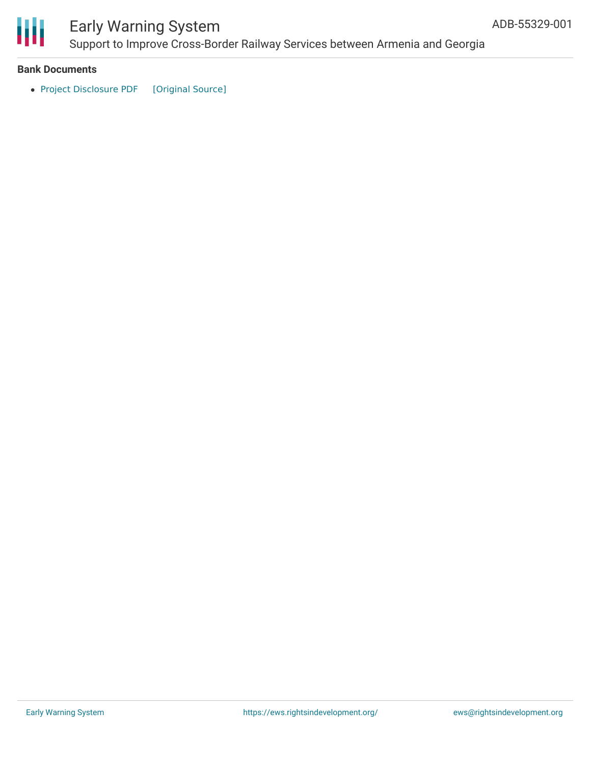**Bank Documents**

- Project Disclosure PDF [Original Source]